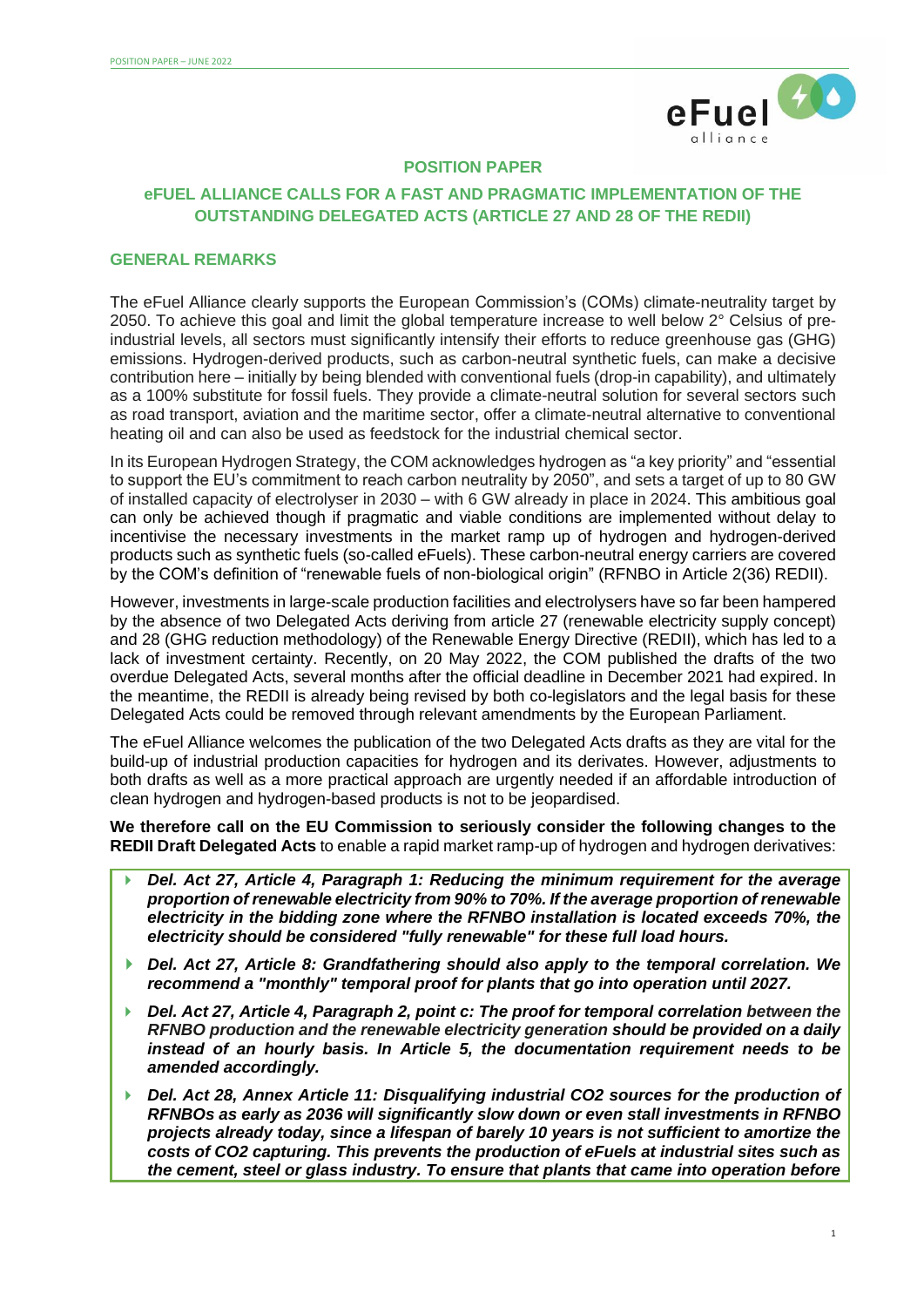# POSITION PAPER

## eFUEL ALLIANCE CALLS FOR A FAST AND PRAGMATIC IMPLEMENTATION OF THE OUTSTANDING DELEGATED ACTS (ARTICLE 27 AND 28 OF THE REDII)

### GENERAL REMARKS

The eFuel Alliance clearly supports the European Commission's (COMs) climate-neutrality target by 2050. To achieve this goal and limit the global temperature increase to well below 2° Celsius of pre-industrial levels, all sectors must significantly intensify their efforts to reduce greenhouse gas (GHG) emissions. Hydrogen-derived products, such as carbon-neutral synthetic fuels, can make a decisive contribution here – initially by being blended with conventional fuels (drop-in capability), and ultimately as a 100% substitute for fossil fuels. They provide a climate-neutral solution for several sectors such as road transport, aviation and the maritime sector, offer a climate-neutral alternative to conventional heating oil and can also be used as feedstock for the industrial chemical sector.

In its European Hydrogen Strategy, the COM acknowledges hydrogen as "a key priority" and "essential to support the EU's commitment to reach carbon neutrality by 2050", and sets a target of up to 80 GW of installed capacity of electrolyser in 2030 – with 6 GW already in place in 2024. This ambitious goal can only be achieved though if pragmatic and viable conditions are implemented without delay to incentivise the necessary investments in the market ramp up of hydrogen and hydrogen-derived products such as synthetic fuels (so-called eFuels). These carbon-neutral energy carriers are covered by the COM's definition of "renewable fuels of non-biological origin" (RFNBO in Article 2(36) REDII).

However, investments in large-scale production facilities and electrolysers have so far been hampered by the absence of two Delegated Acts deriving from article 27 (renewable electricity supply concept) and 28 (GHG reduction methodology) of the Renewable Energy Directive (REDII), which has led to a lack of investment certainty. Recently, on 20 May 2022, the COM published the drafts of the two overdue Delegated Acts, several months after the official deadline in December 2021 had expired. In the meantime, the REDII is already being revised by both co-legislators and the legal basis for these Delegated Acts could be removed through relevant amendments by the European Parliament.

The eFuel Alliance welcomes the publication of the two Delegated Acts drafts as they are vital for the build-up of industrial production capacities for hydrogen and its derivates. However, adjustments to both drafts as well as a more practical approach are urgently needed if an affordable introduction of clean hydrogen and hydrogen-based products is not to be jeopardised.

**We therefore call on the EU Commission to seriously consider the following changes to the REDII Draft Delegated Acts** to enable a rapid market ramp-up of hydrogen and hydrogen derivatives:

- ***Del. Act 27, Article 4, Paragraph 1: Reducing the minimum requirement for the average proportion of renewable electricity from 90% to 70%. If the average proportion of renewable electricity in the bidding zone where the RFNBO installation is located exceeds 70%, the electricity should be considered "fully renewable" for these full load hours.***
- ***Del. Act 27, Article 8: Grandfathering should also apply to the temporal correlation. We recommend a "monthly" temporal proof for plants that go into operation until 2027.***
- ***Del. Act 27, Article 4, Paragraph 2, point c: The proof for temporal correlation*** *between the RFNBO production and the renewable electricity generation* ***should be provided on a daily instead of an hourly basis. In Article 5, the documentation requirement needs to be amended accordingly.***
- ***Del. Act 28, Annex Article 11: Disqualifying industrial CO2 sources for the production of RFNBOs as early as 2036 will significantly slow down or even stall investments in RFNBO projects already today, since a lifespan of barely 10 years is not sufficient to amortize the costs of CO2 capturing. This prevents the production of eFuels at industrial sites such as the cement, steel or glass industry. To ensure that plants that came into operation before***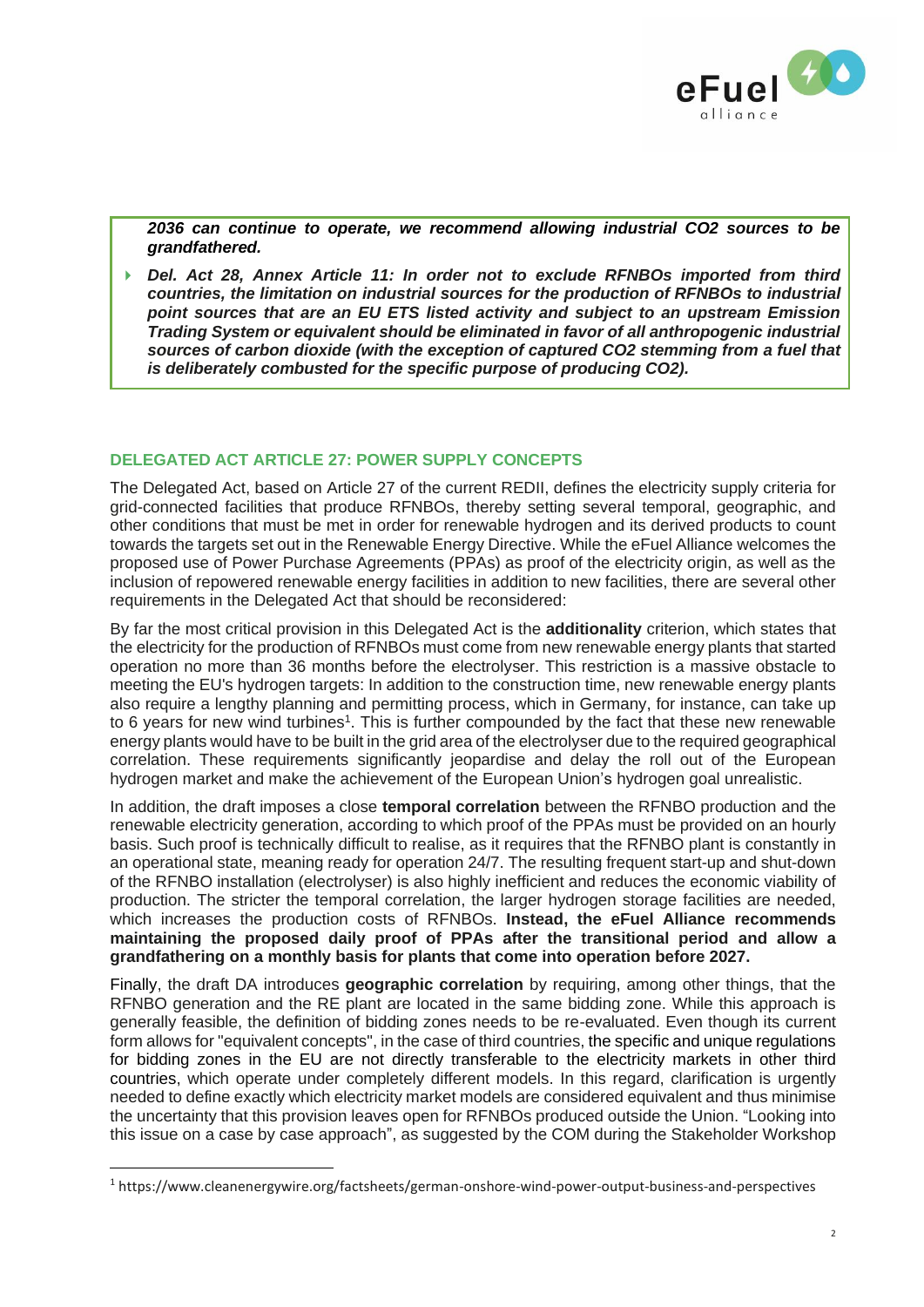***2036 can continue to operate, we recommend allowing industrial $CO_2$ sources to be grandfathered.***

- ***Del. Act 28, Annex Article 11: In order not to exclude RFNBOs imported from third countries, the limitation on industrial sources for the production of RFNBOs to industrial point sources that are an EU ETS listed activity and subject to an upstream Emission Trading System or equivalent should be eliminated in favor of all anthropogenic industrial sources of carbon dioxide (with the exception of captured $CO_2$ stemming from a fuel that is deliberately combusted for the specific purpose of producing $CO_2$).***

## DELEGATED ACT ARTICLE 27: POWER SUPPLY CONCEPTS

The Delegated Act, based on Article 27 of the current REDII, defines the electricity supply criteria for grid-connected facilities that produce RFNBOs, thereby setting several temporal, geographic, and other conditions that must be met in order for renewable hydrogen and its derived products to count towards the targets set out in the Renewable Energy Directive. While the eFuel Alliance welcomes the proposed use of Power Purchase Agreements (PPAs) as proof of the electricity origin, as well as the inclusion of repowered renewable energy facilities in addition to new facilities, there are several other requirements in the Delegated Act that should be reconsidered:

By far the most critical provision in this Delegated Act is the **additionality** criterion, which states that the electricity for the production of RFNBOs must come from new renewable energy plants that started operation no more than 36 months before the electrolyser. This restriction is a massive obstacle to meeting the EU's hydrogen targets: In addition to the construction time, new renewable energy plants also require a lengthy planning and permitting process, which in Germany, for instance, can take up to 6 years for new wind turbines[1]. This is further compounded by the fact that these new renewable energy plants would have to be built in the grid area of the electrolyser due to the required geographical correlation. These requirements significantly jeopardise and delay the roll out of the European hydrogen market and make the achievement of the European Union's hydrogen goal unrealistic.

In addition, the draft imposes a close **temporal correlation** between the RFNBO production and the renewable electricity generation, according to which proof of the PPAs must be provided on an hourly basis. Such proof is technically difficult to realise, as it requires that the RFNBO plant is constantly in an operational state, meaning ready for operation 24/7. The resulting frequent start-up and shut-down of the RFNBO installation (electrolyser) is also highly inefficient and reduces the economic viability of production. The stricter the temporal correlation, the larger hydrogen storage facilities are needed, which increases the production costs of RFNBOs. **Instead, the eFuel Alliance recommends maintaining the proposed daily proof of PPAs after the transitional period and allow a grandfathering on a monthly basis for plants that come into operation before 2027.**

Finally, the draft DA introduces **geographic correlation** by requiring, among other things, that the RFNBO generation and the RE plant are located in the same bidding zone. While this approach is generally feasible, the definition of bidding zones needs to be re-evaluated. Even though its current form allows for "equivalent concepts", in the case of third countries, the specific and unique regulations for bidding zones in the EU are not directly transferable to the electricity markets in other third countries, which operate under completely different models. In this regard, clarification is urgently needed to define exactly which electricity market models are considered equivalent and thus minimise the uncertainty that this provision leaves open for RFNBOs produced outside the Union. "Looking into this issue on a case by case approach", as suggested by the COM during the Stakeholder Workshop

---

[1] https://www.cleanenergywire.org/factsheets/german-onshore-wind-power-output-business-and-perspectives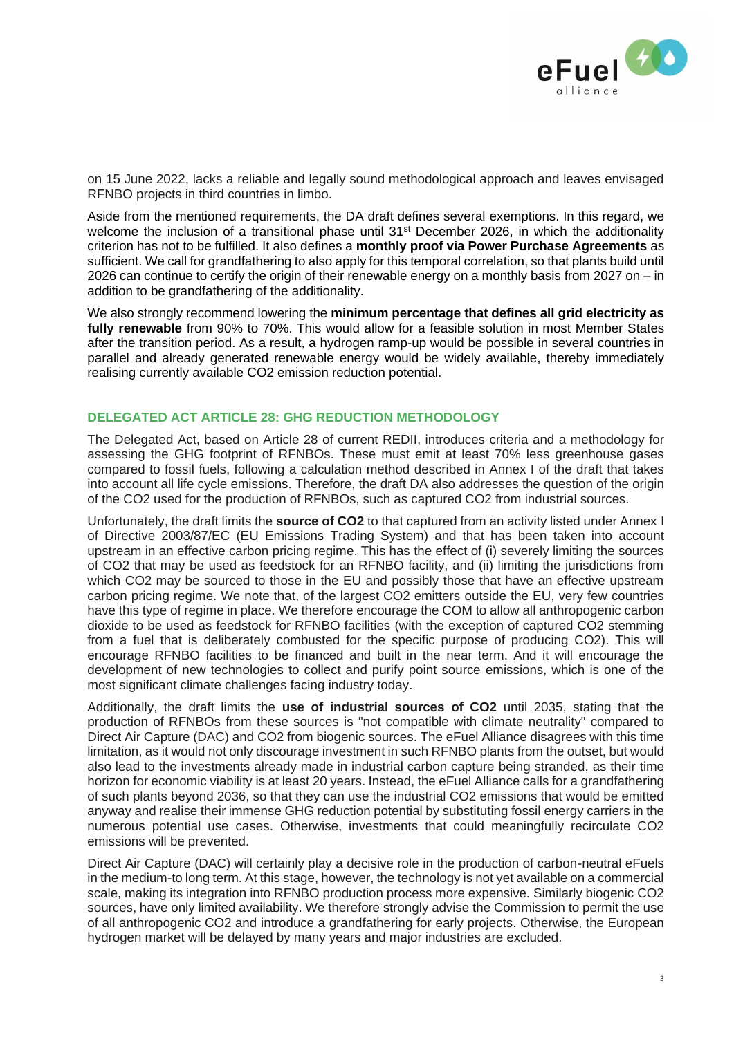on 15 June 2022, lacks a reliable and legally sound methodological approach and leaves envisaged RFNBO projects in third countries in limbo.

Aside from the mentioned requirements, the DA draft defines several exemptions. In this regard, we welcome the inclusion of a transitional phase until 31st December 2026, in which the additionality criterion has not to be fulfilled. It also defines a **monthly proof via Power Purchase Agreements** as sufficient. We call for grandfathering to also apply for this temporal correlation, so that plants build until 2026 can continue to certify the origin of their renewable energy on a monthly basis from 2027 on – in addition to be grandfathering of the additionality.

We also strongly recommend lowering the **minimum percentage that defines all grid electricity as fully renewable** from 90% to 70%. This would allow for a feasible solution in most Member States after the transition period. As a result, a hydrogen ramp-up would be possible in several countries in parallel and already generated renewable energy would be widely available, thereby immediately realising currently available $CO_2$ emission reduction potential.

## DELEGATED ACT ARTICLE 28: GHG REDUCTION METHODOLOGY

The Delegated Act, based on Article 28 of current REDII, introduces criteria and a methodology for assessing the GHG footprint of RFNBOs. These must emit at least 70% less greenhouse gases compared to fossil fuels, following a calculation method described in Annex I of the draft that takes into account all life cycle emissions. Therefore, the draft DA also addresses the question of the origin of the $CO_2$ used for the production of RFNBOs, such as captured $CO_2$ from industrial sources.

Unfortunately, the draft limits the **source of $CO_2$** to that captured from an activity listed under Annex I of Directive 2003/87/EC (EU Emissions Trading System) and that has been taken into account upstream in an effective carbon pricing regime. This has the effect of (i) severely limiting the sources of $CO_2$ that may be used as feedstock for an RFNBO facility, and (ii) limiting the jurisdictions from which $CO_2$ may be sourced to those in the EU and possibly those that have an effective upstream carbon pricing regime. We note that, of the largest $CO_2$ emitters outside the EU, very few countries have this type of regime in place. We therefore encourage the COM to allow all anthropogenic carbon dioxide to be used as feedstock for RFNBO facilities (with the exception of captured $CO_2$ stemming from a fuel that is deliberately combusted for the specific purpose of producing $CO_2$). This will encourage RFNBO facilities to be financed and built in the near term. And it will encourage the development of new technologies to collect and purify point source emissions, which is one of the most significant climate challenges facing industry today.

Additionally, the draft limits the **use of industrial sources of $CO_2$** until 2035, stating that the production of RFNBOs from these sources is "not compatible with climate neutrality" compared to Direct Air Capture (DAC) and $CO_2$ from biogenic sources. The eFuel Alliance disagrees with this time limitation, as it would not only discourage investment in such RFNBO plants from the outset, but would also lead to the investments already made in industrial carbon capture being stranded, as their time horizon for economic viability is at least 20 years. Instead, the eFuel Alliance calls for a grandfathering of such plants beyond 2036, so that they can use the industrial $CO_2$ emissions that would be emitted anyway and realise their immense GHG reduction potential by substituting fossil energy carriers in the numerous potential use cases. Otherwise, investments that could meaningfully recirculate $CO_2$ emissions will be prevented.

Direct Air Capture (DAC) will certainly play a decisive role in the production of carbon-neutral eFuels in the medium-to long term. At this stage, however, the technology is not yet available on a commercial scale, making its integration into RFNBO production process more expensive. Similarly biogenic $CO_2$ sources, have only limited availability. We therefore strongly advise the Commission to permit the use of all anthropogenic $CO_2$ and introduce a grandfathering for early projects. Otherwise, the European hydrogen market will be delayed by many years and major industries are excluded.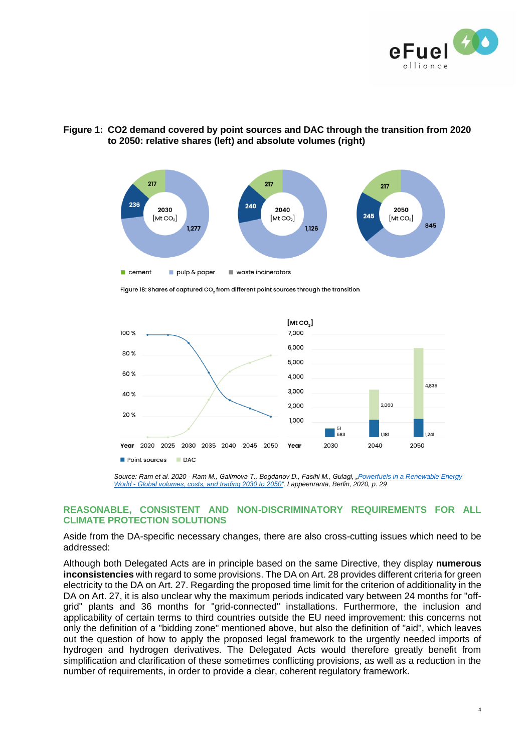**Figure 1: CO2 demand covered by point sources and DAC through the transition from 2020 to 2050: relative shares (left) and absolute volumes (right)**

| Year [$Mt\ CO_2$] | cement | pulp & paper | waste incinerators |
|---|---|---|---|
| 2030 | 217 | 1,277 | 236 |
| 2040 | 217 | 1,126 | 240 |
| 2050 | 217 | 845 | 245 |

Figure 18: Shares of captured $CO_2$ from different point sources through the transition

| Year [$Mt\ CO_2$] | Point sources | DAC |
|---|---|---|
| 2030 | 583 | 51 |
| 2040 | 1,181 | 2,060 |
| 2050 | 1,241 | 4,835 |

*Source: Ram et al. 2020 - Ram M., Galimova T., Bogdanov D., Fasihi M., Gulagi, „Powerfuels in a Renewable Energy World - Global volumes, costs, and trading 2030 to 2050", Lappeenranta, Berlin, 2020, p. 29*

## REASONABLE, CONSISTENT AND NON-DISCRIMINATORY REQUIREMENTS FOR ALL CLIMATE PROTECTION SOLUTIONS

Aside from the DA-specific necessary changes, there are also cross-cutting issues which need to be addressed:

Although both Delegated Acts are in principle based on the same Directive, they display **numerous inconsistencies** with regard to some provisions. The DA on Art. 28 provides different criteria for green electricity to the DA on Art. 27. Regarding the proposed time limit for the criterion of additionality in the DA on Art. 27, it is also unclear why the maximum periods indicated vary between 24 months for "off-grid" plants and 36 months for "grid-connected" installations. Furthermore, the inclusion and applicability of certain terms to third countries outside the EU need improvement: this concerns not only the definition of a "bidding zone" mentioned above, but also the definition of "aid", which leaves out the question of how to apply the proposed legal framework to the urgently needed imports of hydrogen and hydrogen derivatives. The Delegated Acts would therefore greatly benefit from simplification and clarification of these sometimes conflicting provisions, as well as a reduction in the number of requirements, in order to provide a clear, coherent regulatory framework.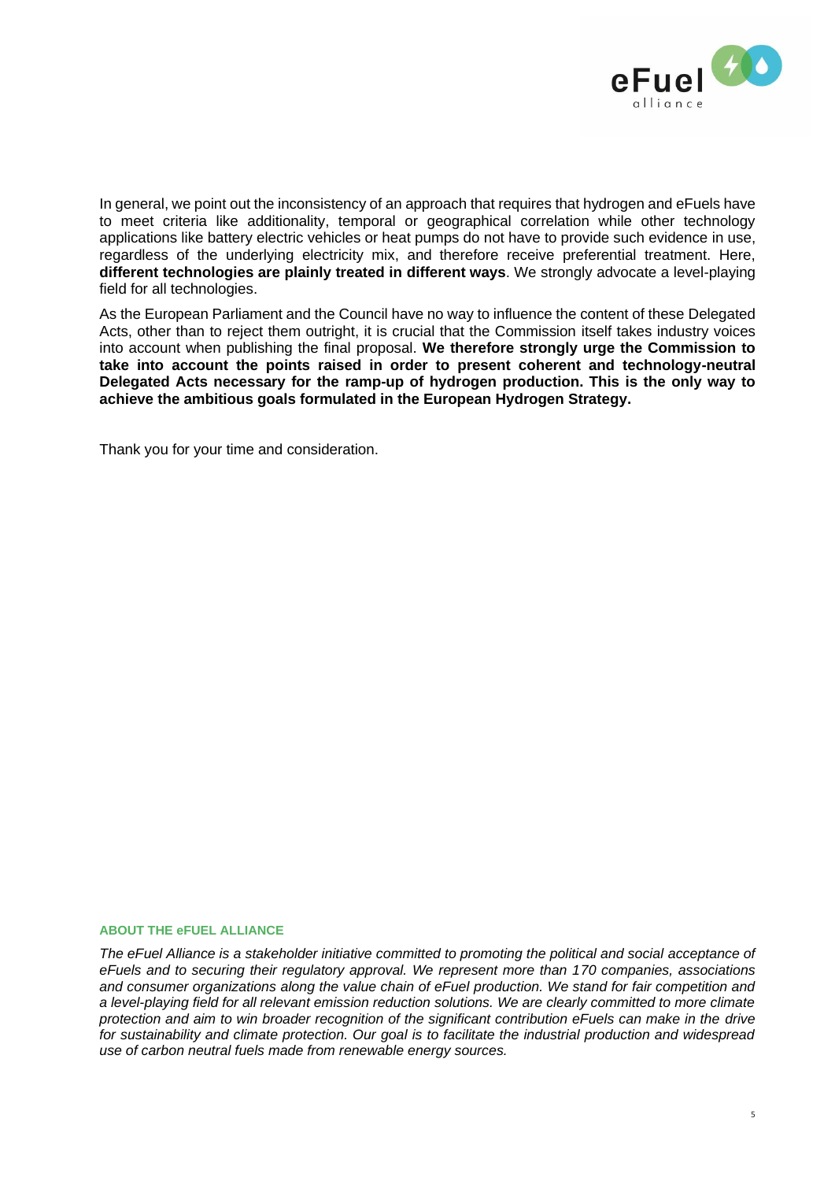In general, we point out the inconsistency of an approach that requires that hydrogen and eFuels have to meet criteria like additionality, temporal or geographical correlation while other technology applications like battery electric vehicles or heat pumps do not have to provide such evidence in use, regardless of the underlying electricity mix, and therefore receive preferential treatment. Here, **different technologies are plainly treated in different ways**. We strongly advocate a level-playing field for all technologies.

As the European Parliament and the Council have no way to influence the content of these Delegated Acts, other than to reject them outright, it is crucial that the Commission itself takes industry voices into account when publishing the final proposal. **We therefore strongly urge the Commission to take into account the points raised in order to present coherent and technology-neutral Delegated Acts necessary for the ramp-up of hydrogen production. This is the only way to achieve the ambitious goals formulated in the European Hydrogen Strategy.**

Thank you for your time and consideration.

**ABOUT THE eFUEL ALLIANCE**

*The eFuel Alliance is a stakeholder initiative committed to promoting the political and social acceptance of eFuels and to securing their regulatory approval. We represent more than 170 companies, associations and consumer organizations along the value chain of eFuel production. We stand for fair competition and a level-playing field for all relevant emission reduction solutions. We are clearly committed to more climate protection and aim to win broader recognition of the significant contribution eFuels can make in the drive for sustainability and climate protection. Our goal is to facilitate the industrial production and widespread use of carbon neutral fuels made from renewable energy sources.*